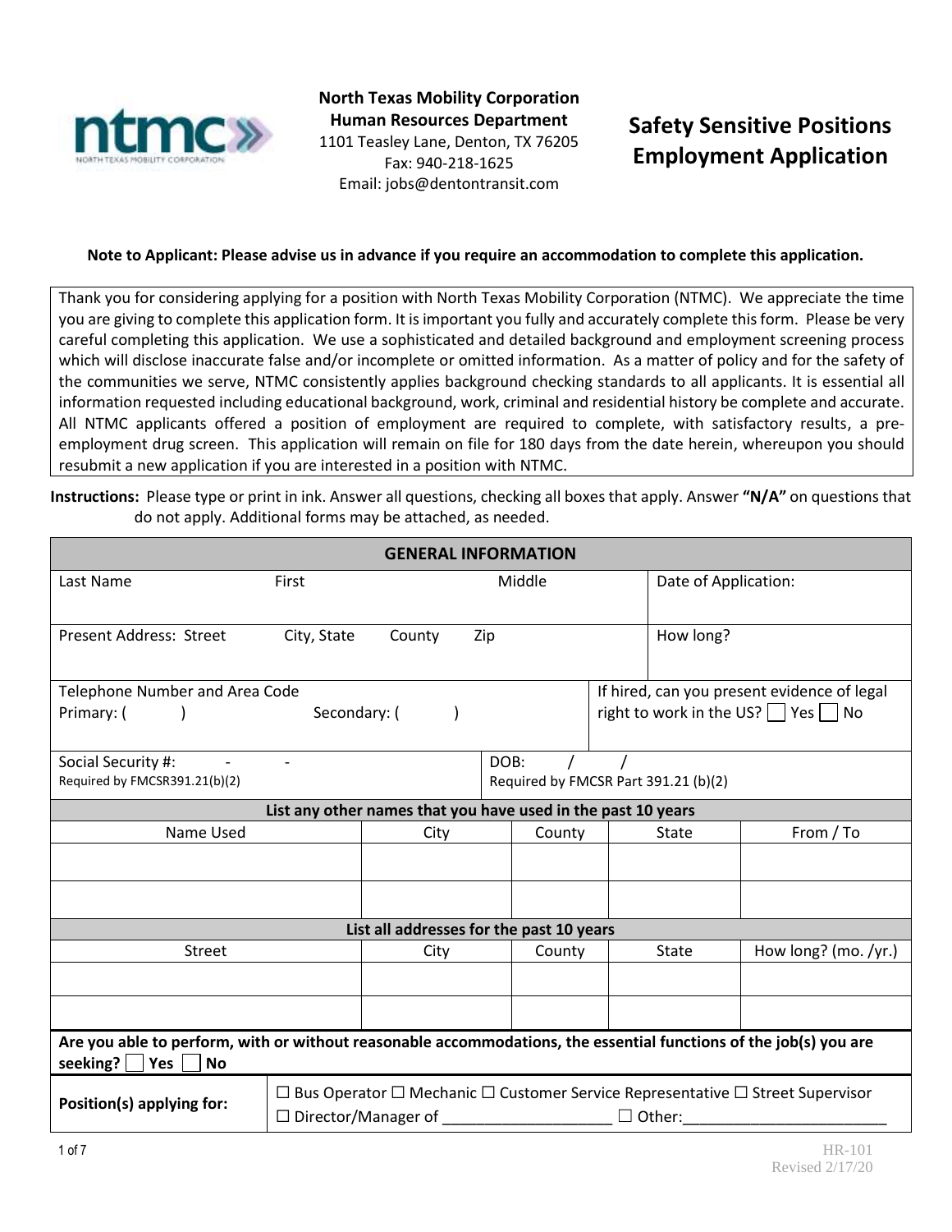**North Texas Mobility Corporation**
**Human Resources Department**
1101 Teasley Lane, Denton, TX 76205
Fax: 940-218-1625
Email: jobs@dentontransit.com

# Safety Sensitive Positions Employment Application

**Note to Applicant: Please advise us in advance if you require an accommodation to complete this application.**

Thank you for considering applying for a position with North Texas Mobility Corporation (NTMC). We appreciate the time you are giving to complete this application form. It is important you fully and accurately complete this form. Please be very careful completing this application. We use a sophisticated and detailed background and employment screening process which will disclose inaccurate false and/or incomplete or omitted information. As a matter of policy and for the safety of the communities we serve, NTMC consistently applies background checking standards to all applicants. It is essential all information requested including educational background, work, criminal and residential history be complete and accurate. All NTMC applicants offered a position of employment are required to complete, with satisfactory results, a pre-employment drug screen. This application will remain on file for 180 days from the date herein, whereupon you should resubmit a new application if you are interested in a position with NTMC.

**Instructions:** Please type or print in ink. Answer all questions, checking all boxes that apply. Answer **"N/A"** on questions that do not apply. Additional forms may be attached, as needed.

## GENERAL INFORMATION

| Last Name | First | Middle | Date of Application: |
|---|---|---|---|
| | | | |

| Present Address: Street | City, State | County | Zip | How long? |
|---|---|---|---|---|
| | | | | |

| Telephone Number and Area Code | If hired, can you present evidence of legal right to work in the US? ☐ Yes ☐ No |
|---|---|
| Primary: (&nbsp;&nbsp;&nbsp;&nbsp;) Secondary: (&nbsp;&nbsp;&nbsp;&nbsp;) | |

| Social Security #: - - | DOB: / / |
|---|---|
| Required by FMCSR391.21(b)(2) | Required by FMCSR Part 391.21 (b)(2) |

**List any other names that you have used in the past 10 years**

| Name Used | City | County | State | From / To |
|---|---|---|---|---|
| | | | | |
| | | | | |

**List all addresses for the past 10 years**

| Street | City | County | State | How long? (mo. /yr.) |
|---|---|---|---|---|
| | | | | |
| | | | | |

**Are you able to perform, with or without reasonable accommodations, the essential functions of the job(s) you are seeking?** ☐ **Yes** ☐ **No**

| **Position(s) applying for:** | ☐ Bus Operator ☐ Mechanic ☐ Customer Service Representative ☐ Street Supervisor ☐ Director/Manager of ____________________ ☐ Other:________________________ |
|---|---|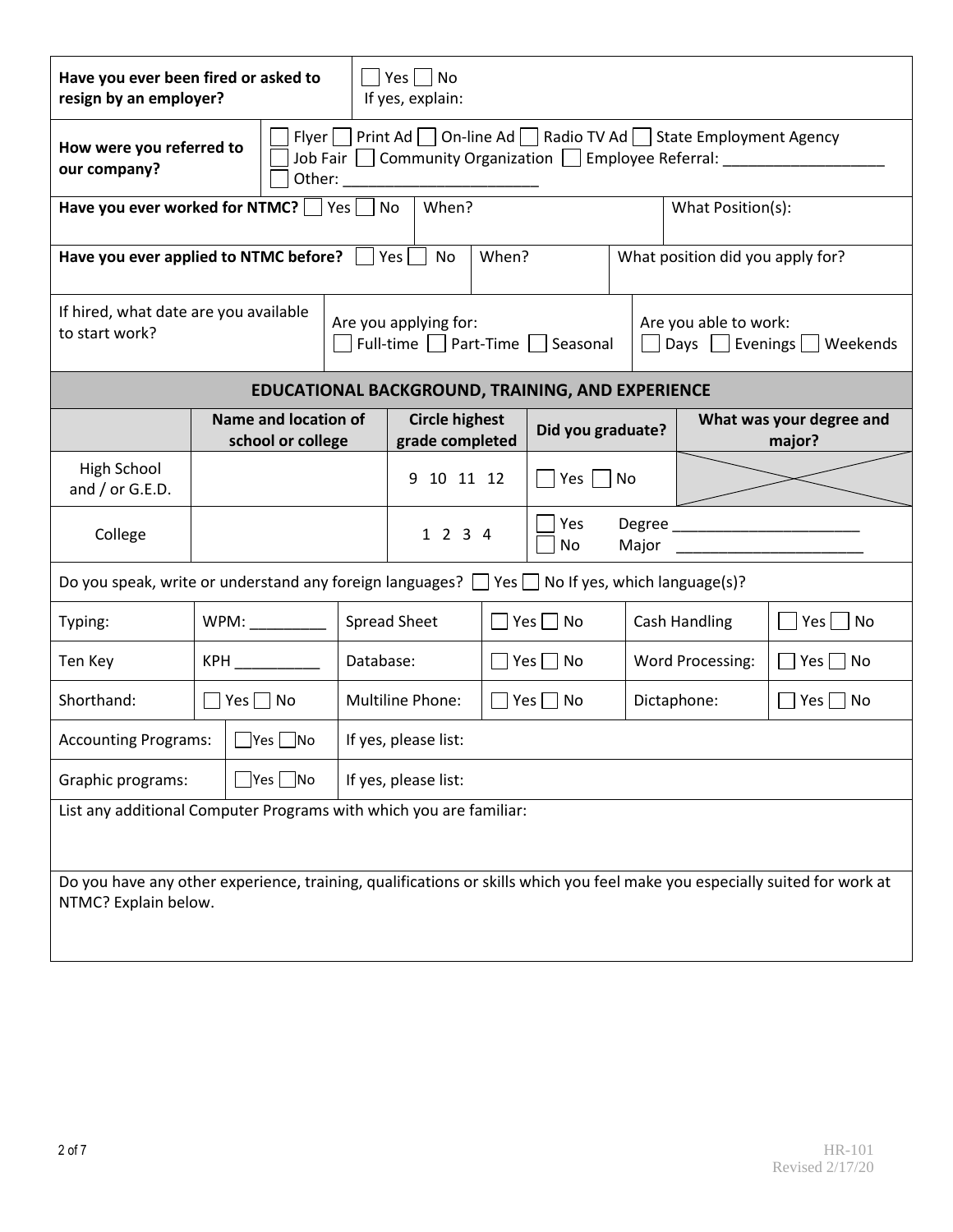| **Have you ever been fired or asked to resign by an employer?** | ☐ Yes ☐ No<br>If yes, explain: |
|---|---|

| **How were you referred to our company?** | ☐ Flyer ☐ Print Ad ☐ On-line Ad ☐ Radio TV Ad ☐ State Employment Agency<br>☐ Job Fair ☐ Community Organization ☐ Employee Referral: ___________________<br>☐ Other: _______________________ |
|---|---|

| **Have you ever worked for NTMC?** ☐ Yes ☐ No | When? | What Position(s): |
|---|---|---|

| **Have you ever applied to NTMC before?** ☐ Yes ☐ No | When? | What position did you apply for? |
|---|---|---|

| If hired, what date are you available to start work? | Are you applying for:<br>☐ Full-time ☐ Part-Time ☐ Seasonal | Are you able to work:<br>☐ Days ☐ Evenings ☐ Weekends |
|---|---|---|

## EDUCATIONAL BACKGROUND, TRAINING, AND EXPERIENCE

| | Name and location of school or college | Circle highest grade completed | Did you graduate? | What was your degree and major? |
|---|---|---|---|---|
| High School and / or G.E.D. | | 9 10 11 12 | ☐ Yes ☐ No | |
| College | | 1 2 3 4 | ☐ Yes<br>☐ No | Degree ______________________<br>Major ______________________ |

Do you speak, write or understand any foreign languages? ☐ Yes ☐ No If yes, which language(s)?

| Typing: | WPM: _________ | Spread Sheet | ☐ Yes ☐ No | Cash Handling | ☐ Yes ☐ No |
|---|---|---|---|---|---|
| Ten Key | KPH __________ | Database: | ☐ Yes ☐ No | Word Processing: | ☐ Yes ☐ No |
| Shorthand: | ☐ Yes ☐ No | Multiline Phone: | ☐ Yes ☐ No | Dictaphone: | ☐ Yes ☐ No |

| Accounting Programs: | ☐ Yes ☐ No | If yes, please list: |
|---|---|---|
| Graphic programs: | ☐ Yes ☐ No | If yes, please list: |

List any additional Computer Programs with which you are familiar:

Do you have any other experience, training, qualifications or skills which you feel make you especially suited for work at NTMC? Explain below.

HR-101
Revised 2/17/20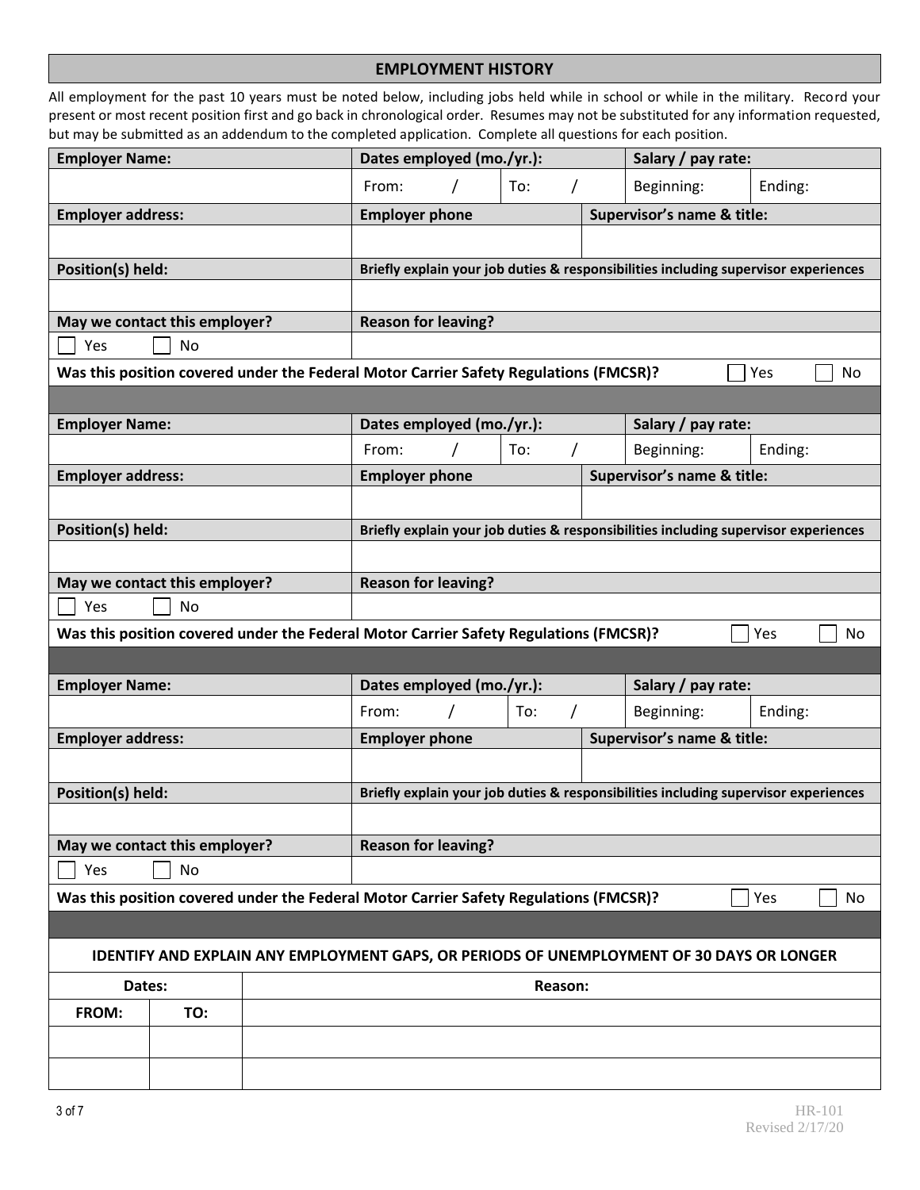## EMPLOYMENT HISTORY

All employment for the past 10 years must be noted below, including jobs held while in school or while in the military. Record your present or most recent position first and go back in chronological order. Resumes may not be substituted for any information requested, but may be submitted as an addendum to the completed application. Complete all questions for each position.

| **Employer Name:** | **Dates employed (mo./yr.):** | | **Salary / pay rate:** | |
|---|---|---|---|---|
| | From: / | To: / | Beginning: | Ending: |
| **Employer address:** | **Employer phone** | | **Supervisor's name & title:** | |
| | | | | |
| **Position(s) held:** | **Briefly explain your job duties & responsibilities including supervisor experiences** | | | |
| | | | | |
| **May we contact this employer?** | **Reason for leaving?** | | | |
| ☐ Yes ☐ No | | | | |
| **Was this position covered under the Federal Motor Carrier Safety Regulations (FMCSR)?** ☐ Yes ☐ No | | | | |

| **Employer Name:** | **Dates employed (mo./yr.):** | | **Salary / pay rate:** | |
|---|---|---|---|---|
| | From: / | To: / | Beginning: | Ending: |
| **Employer address:** | **Employer phone** | | **Supervisor's name & title:** | |
| | | | | |
| **Position(s) held:** | **Briefly explain your job duties & responsibilities including supervisor experiences** | | | |
| | | | | |
| **May we contact this employer?** | **Reason for leaving?** | | | |
| ☐ Yes ☐ No | | | | |
| **Was this position covered under the Federal Motor Carrier Safety Regulations (FMCSR)?** ☐ Yes ☐ No | | | | |

| **Employer Name:** | **Dates employed (mo./yr.):** | | **Salary / pay rate:** | |
|---|---|---|---|---|
| | From: / | To: / | Beginning: | Ending: |
| **Employer address:** | **Employer phone** | | **Supervisor's name & title:** | |
| | | | | |
| **Position(s) held:** | **Briefly explain your job duties & responsibilities including supervisor experiences** | | | |
| | | | | |
| **May we contact this employer?** | **Reason for leaving?** | | | |
| ☐ Yes ☐ No | | | | |
| **Was this position covered under the Federal Motor Carrier Safety Regulations (FMCSR)?** ☐ Yes ☐ No | | | | |

**IDENTIFY AND EXPLAIN ANY EMPLOYMENT GAPS, OR PERIODS OF UNEMPLOYMENT OF 30 DAYS OR LONGER**

| **Dates:** | | **Reason:** |
|---|---|---|
| **FROM:** | **TO:** | |
| | | |
| | | |

HR-101
Revised 2/17/20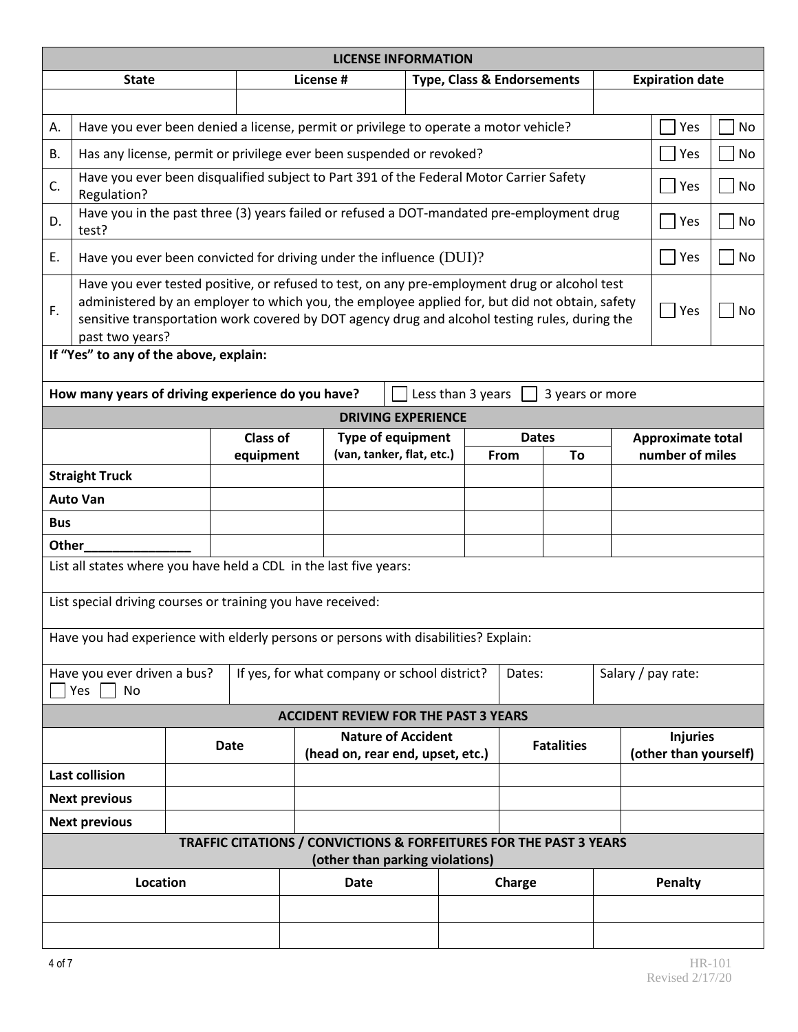## LICENSE INFORMATION

| State | License # | Type, Class & Endorsements | Expiration date |
|---|---|---|---|
| | | | |

| | | | |
|---|---|---|---|
| A. | Have you ever been denied a license, permit or privilege to operate a motor vehicle? | ☐ Yes | ☐ No |
| B. | Has any license, permit or privilege ever been suspended or revoked? | ☐ Yes | ☐ No |
| C. | Have you ever been disqualified subject to Part 391 of the Federal Motor Carrier Safety Regulation? | ☐ Yes | ☐ No |
| D. | Have you in the past three (3) years failed or refused a DOT-mandated pre-employment drug test? | ☐ Yes | ☐ No |
| E. | Have you ever been convicted for driving under the influence (DUI)? | ☐ Yes | ☐ No |
| F. | Have you ever tested positive, or refused to test, on any pre-employment drug or alcohol test administered by an employer to which you, the employee applied for, but did not obtain, safety sensitive transportation work covered by DOT agency drug and alcohol testing rules, during the past two years? | ☐ Yes | ☐ No |

**If "Yes" to any of the above, explain:**

**How many years of driving experience do you have?** ☐ Less than 3 years ☐ 3 years or more

## DRIVING EXPERIENCE

| | Class of equipment | Type of equipment (van, tanker, flat, etc.) | Dates | | Approximate total number of miles |
|---|---|---|---|---|---|
| | | | From | To | |
| **Straight Truck** | | | | | |
| **Auto Van** | | | | | |
| **Bus** | | | | | |
| **Other_______________** | | | | | |

List all states where you have held a CDL in the last five years:

List special driving courses or training you have received:

Have you had experience with elderly persons or persons with disabilities? Explain:

| Have you ever driven a bus? ☐ Yes ☐ No | If yes, for what company or school district? | Dates: | Salary / pay rate: |
|---|---|---|---|

## ACCIDENT REVIEW FOR THE PAST 3 YEARS

| | Date | Nature of Accident (head on, rear end, upset, etc.) | Fatalities | Injuries (other than yourself) |
|---|---|---|---|---|
| **Last collision** | | | | |
| **Next previous** | | | | |
| **Next previous** | | | | |

## TRAFFIC CITATIONS / CONVICTIONS & FORFEITURES FOR THE PAST 3 YEARS (other than parking violations)

| Location | Date | Charge | Penalty |
|---|---|---|---|
| | | | |
| | | | |

HR-101
Revised 2/17/20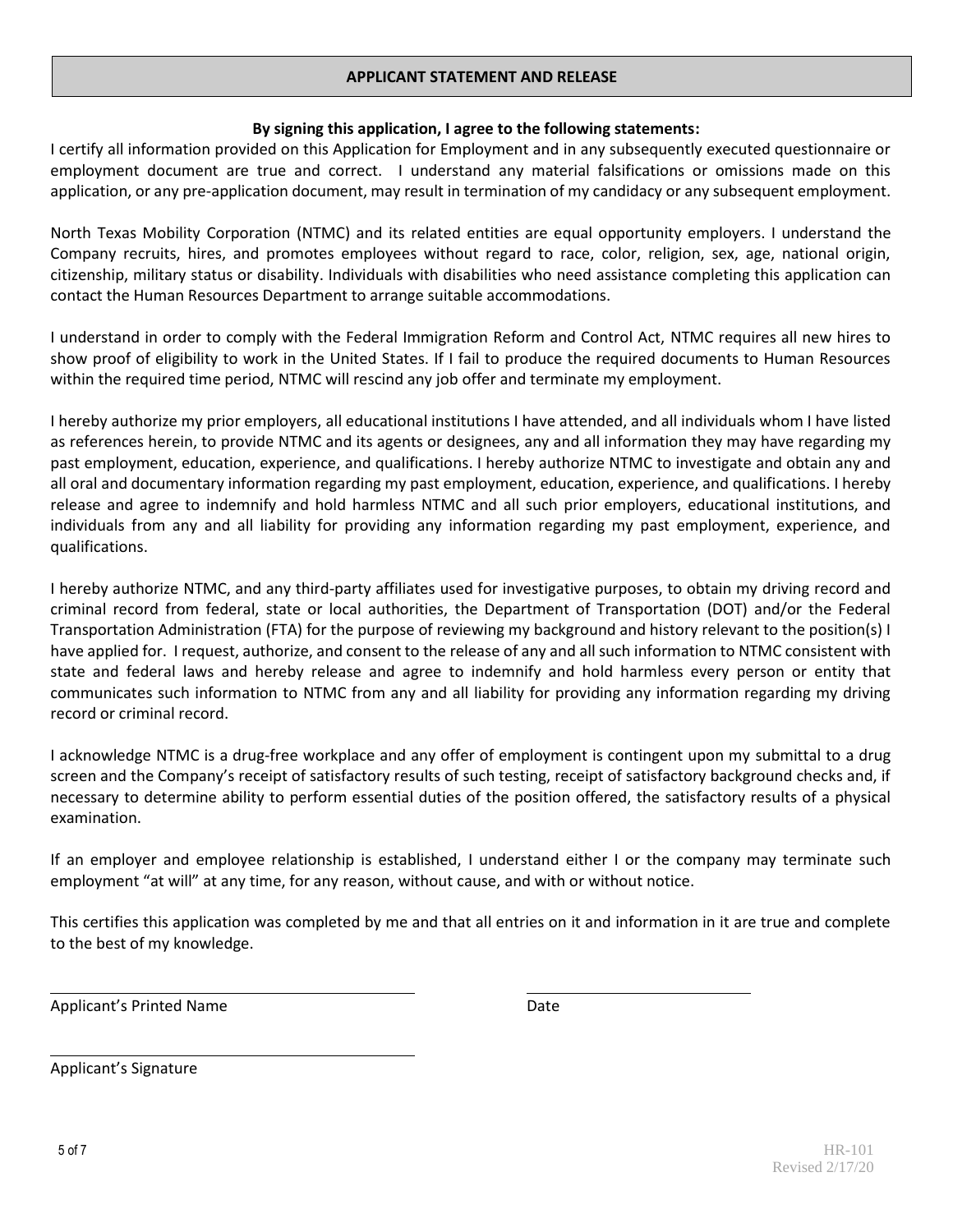## APPLICANT STATEMENT AND RELEASE

**By signing this application, I agree to the following statements:**

I certify all information provided on this Application for Employment and in any subsequently executed questionnaire or employment document are true and correct. I understand any material falsifications or omissions made on this application, or any pre-application document, may result in termination of my candidacy or any subsequent employment.

North Texas Mobility Corporation (NTMC) and its related entities are equal opportunity employers. I understand the Company recruits, hires, and promotes employees without regard to race, color, religion, sex, age, national origin, citizenship, military status or disability. Individuals with disabilities who need assistance completing this application can contact the Human Resources Department to arrange suitable accommodations.

I understand in order to comply with the Federal Immigration Reform and Control Act, NTMC requires all new hires to show proof of eligibility to work in the United States. If I fail to produce the required documents to Human Resources within the required time period, NTMC will rescind any job offer and terminate my employment.

I hereby authorize my prior employers, all educational institutions I have attended, and all individuals whom I have listed as references herein, to provide NTMC and its agents or designees, any and all information they may have regarding my past employment, education, experience, and qualifications. I hereby authorize NTMC to investigate and obtain any and all oral and documentary information regarding my past employment, education, experience, and qualifications. I hereby release and agree to indemnify and hold harmless NTMC and all such prior employers, educational institutions, and individuals from any and all liability for providing any information regarding my past employment, experience, and qualifications.

I hereby authorize NTMC, and any third-party affiliates used for investigative purposes, to obtain my driving record and criminal record from federal, state or local authorities, the Department of Transportation (DOT) and/or the Federal Transportation Administration (FTA) for the purpose of reviewing my background and history relevant to the position(s) I have applied for. I request, authorize, and consent to the release of any and all such information to NTMC consistent with state and federal laws and hereby release and agree to indemnify and hold harmless every person or entity that communicates such information to NTMC from any and all liability for providing any information regarding my driving record or criminal record.

I acknowledge NTMC is a drug-free workplace and any offer of employment is contingent upon my submittal to a drug screen and the Company's receipt of satisfactory results of such testing, receipt of satisfactory background checks and, if necessary to determine ability to perform essential duties of the position offered, the satisfactory results of a physical examination.

If an employer and employee relationship is established, I understand either I or the company may terminate such employment "at will" at any time, for any reason, without cause, and with or without notice.

This certifies this application was completed by me and that all entries on it and information in it are true and complete to the best of my knowledge.

\_\_\_\_\_\_\_\_\_\_\_\_\_\_\_\_\_\_\_\_\_\_\_\_\_\_\_\_\_\_\_\_ \_\_\_\_\_\_\_\_\_\_\_\_\_\_\_\_\_\_\_\_

Applicant's Printed Name Date

\_\_\_\_\_\_\_\_\_\_\_\_\_\_\_\_\_\_\_\_\_\_\_\_\_\_\_\_\_\_\_\_

Applicant's Signature

HR-101
Revised 2/17/20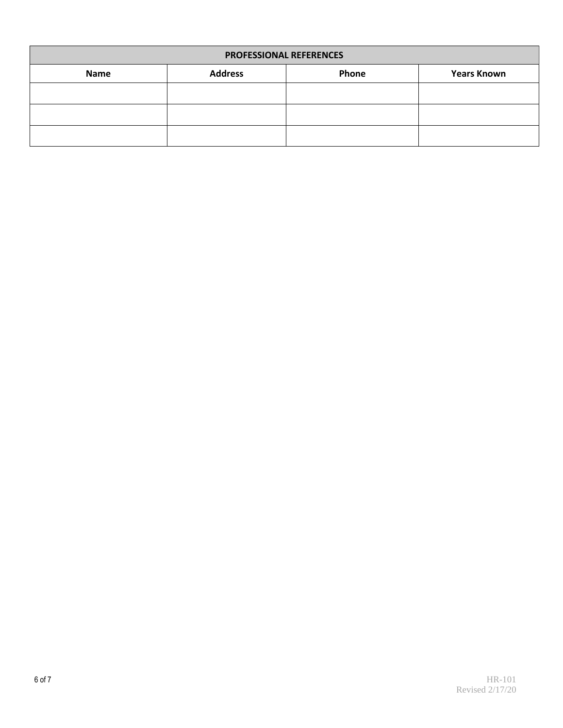| PROFESSIONAL REFERENCES | | | |
| --- | --- | --- | --- |
| **Name** | **Address** | **Phone** | **Years Known** |
| | | | |
| | | | |
| | | | |

HR-101
Revised 2/17/20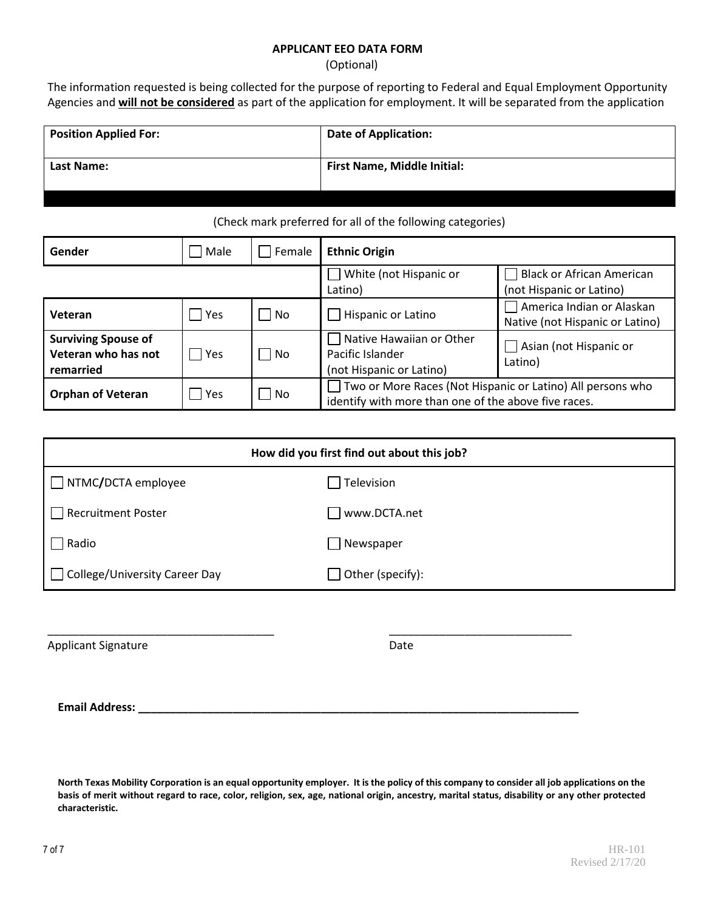**APPLICANT EEO DATA FORM**

(Optional)

The information requested is being collected for the purpose of reporting to Federal and Equal Employment Opportunity Agencies and **will not be considered** as part of the application for employment. It will be separated from the application

| **Position Applied For:** | **Date of Application:** |
|---|---|
| **Last Name:** | **First Name, Middle Initial:** |

(Check mark preferred for all of the following categories)

| **Gender** | ☐ Male | ☐ Female | **Ethnic Origin** | |
|---|---|---|---|---|
| | | | ☐ White (not Hispanic or Latino) | ☐ Black or African American (not Hispanic or Latino) |
| **Veteran** | ☐ Yes | ☐ No | ☐ Hispanic or Latino | ☐ America Indian or Alaskan Native (not Hispanic or Latino) |
| **Surviving Spouse of Veteran who has not remarried** | ☐ Yes | ☐ No | ☐ Native Hawaiian or Other Pacific Islander (not Hispanic or Latino) | ☐ Asian (not Hispanic or Latino) |
| **Orphan of Veteran** | ☐ Yes | ☐ No | ☐ Two or More Races (Not Hispanic or Latino) All persons who identify with more than one of the above five races. | |

| **How did you first find out about this job?** | |
|---|---|
| ☐ NTMC/DCTA employee | ☐ Television |
| ☐ Recruitment Poster | ☐ www.DCTA.net |
| ☐ Radio | ☐ Newspaper |
| ☐ College/University Career Day | ☐ Other (specify): |

___________________________________ Applicant Signature

_____________________________ Date

**Email Address: ______________________________________________________________________**

**North Texas Mobility Corporation is an equal opportunity employer. It is the policy of this company to consider all job applications on the basis of merit without regard to race, color, religion, sex, age, national origin, ancestry, marital status, disability or any other protected characteristic.**

HR-101
Revised 2/17/20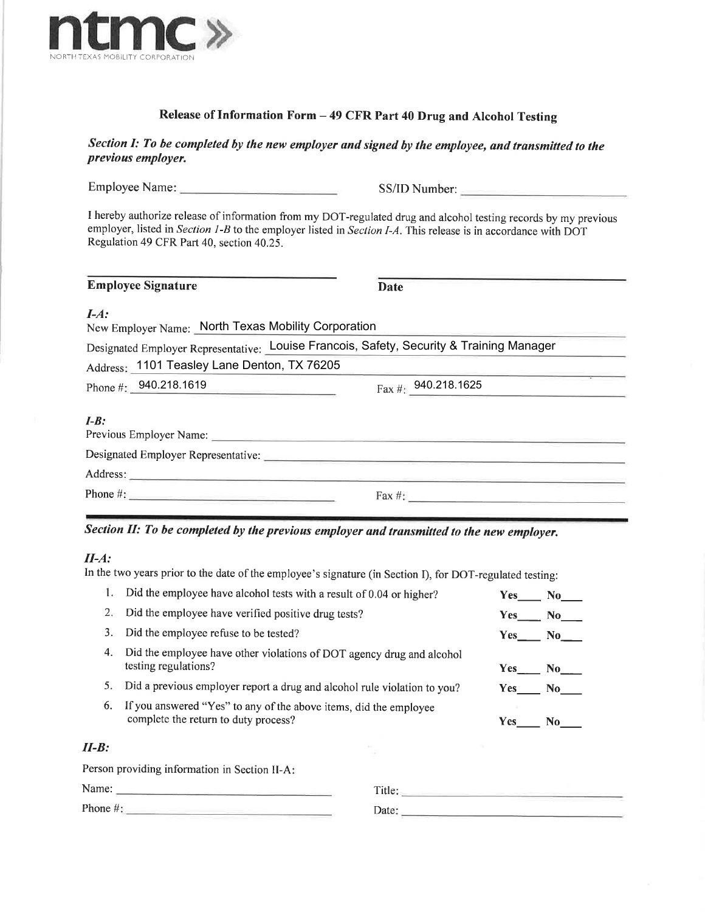ntmc »
NORTH TEXAS MOBILITY CORPORATION

## Release of Information Form – 49 CFR Part 40 Drug and Alcohol Testing

***Section I: To be completed by the new employer and signed by the employee, and transmitted to the previous employer.***

Employee Name: ______________________ SS/ID Number: ______________________

I hereby authorize release of information from my DOT-regulated drug and alcohol testing records by my previous employer, listed in *Section 1-B* to the employer listed in *Section I-A*. This release is in accordance with DOT Regulation 49 CFR Part 40, section 40.25.

______________________ ______________________
**Employee Signature** **Date**

***I-A:***

New Employer Name: North Texas Mobility Corporation

Designated Employer Representative: Louise Francois, Safety, Security & Training Manager

Address: 1101 Teasley Lane Denton, TX 76205

Phone #: 940.218.1619 Fax #: 940.218.1625

***I-B:***

Previous Employer Name: ______________________

Designated Employer Representative: ______________________

Address: ______________________

Phone #: ______________________ Fax #: ______________________

***Section II: To be completed by the previous employer and transmitted to the new employer.***

***II-A:***

In the two years prior to the date of the employee's signature (in Section I), for DOT-regulated testing:

1. Did the employee have alcohol tests with a result of 0.04 or higher? **Yes**___ **No**___
2. Did the employee have verified positive drug tests? **Yes**___ **No**___
3. Did the employee refuse to be tested? **Yes**___ **No**___
4. Did the employee have other violations of DOT agency drug and alcohol testing regulations? **Yes**___ **No**___
5. Did a previous employer report a drug and alcohol rule violation to you? **Yes**___ **No**___
6. If you answered "Yes" to any of the above items, did the employee complete the return to duty process? **Yes**___ **No**___

***II-B:***

Person providing information in Section II-A:

Name: ______________________ Title: ______________________

Phone #: ______________________ Date: ______________________